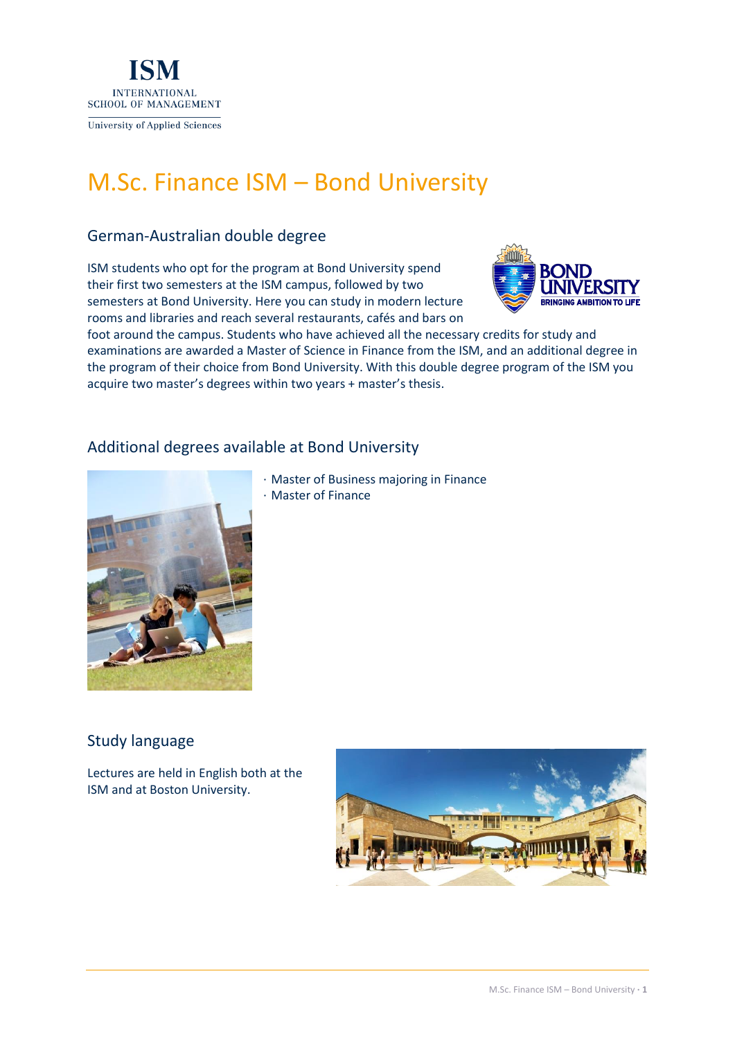# M.Sc. Finance ISM – Bond University

## German-Australian double degree

ISM students who opt for the program at Bond University spend their first two semesters at the ISM campus, followed by two semesters at Bond University. Here you can study in modern lecture rooms and libraries and reach several restaurants, cafés and bars on foot around the campus. Students who have achieved all the necessary credits for study and examinations are awarded a Master of Science in Finance from the ISM, and an additional degree in the program of their choice from Bond University. With this double degree program of the ISM you acquire two master's degrees within two years + master's thesis.

## Additional degrees available at Bond University

· Master of Business majoring in Finance
· Master of Finance

## Study language

Lectures are held in English both at the ISM and at Boston University.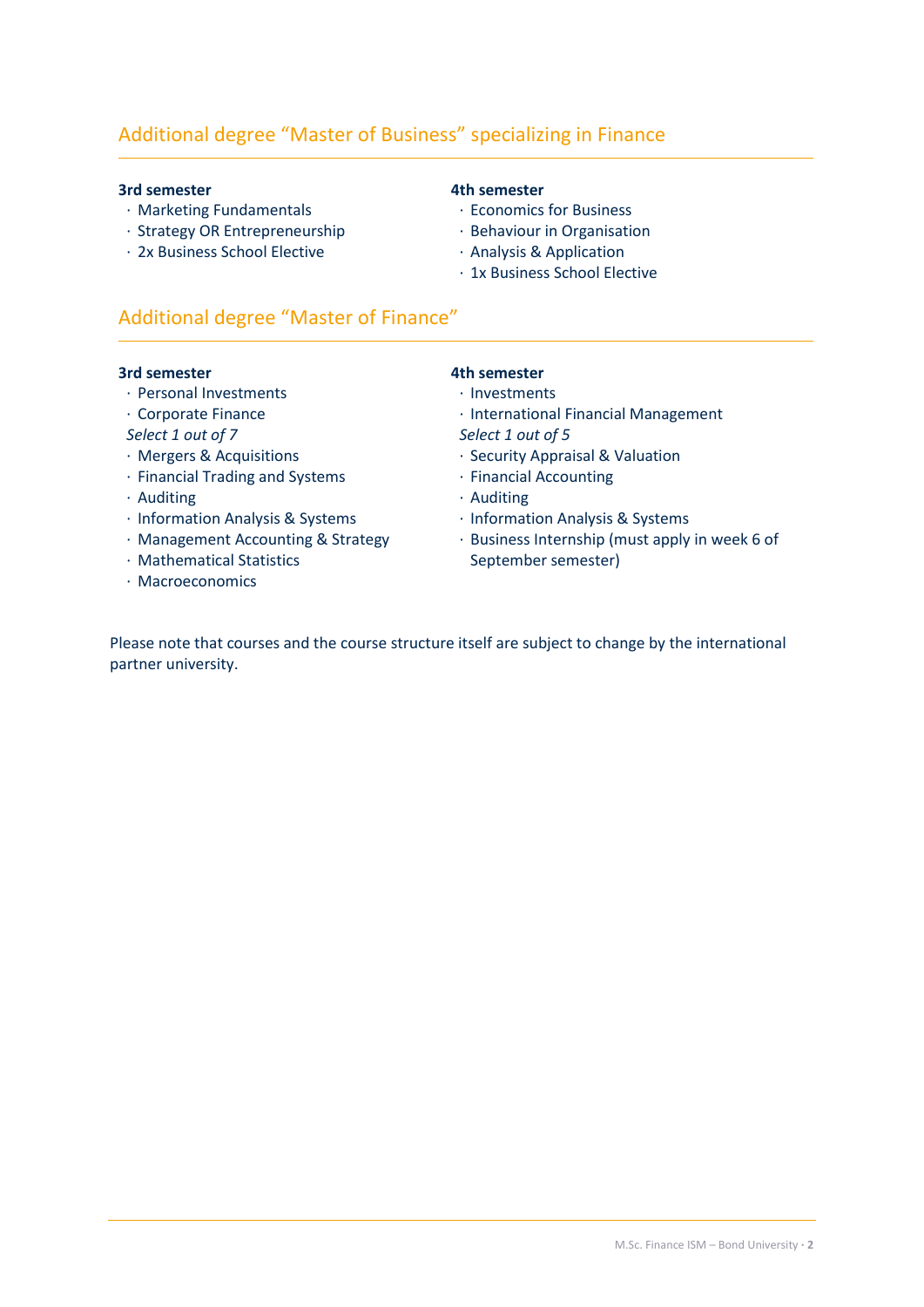## Additional degree "Master of Business" specializing in Finance

**3rd semester**

- Marketing Fundamentals
- Strategy OR Entrepreneurship
- 2x Business School Elective

**4th semester**

- Economics for Business
- Behaviour in Organisation
- Analysis & Application
- 1x Business School Elective

## Additional degree "Master of Finance"

**3rd semester**

- Personal Investments
- Corporate Finance

*Select 1 out of 7*

- Mergers & Acquisitions
- Financial Trading and Systems
- Auditing
- Information Analysis & Systems
- Management Accounting & Strategy
- Mathematical Statistics
- Macroeconomics

**4th semester**

- Investments
- International Financial Management

*Select 1 out of 5*

- Security Appraisal & Valuation
- Financial Accounting
- Auditing
- Information Analysis & Systems
- Business Internship (must apply in week 6 of September semester)

Please note that courses and the course structure itself are subject to change by the international partner university.